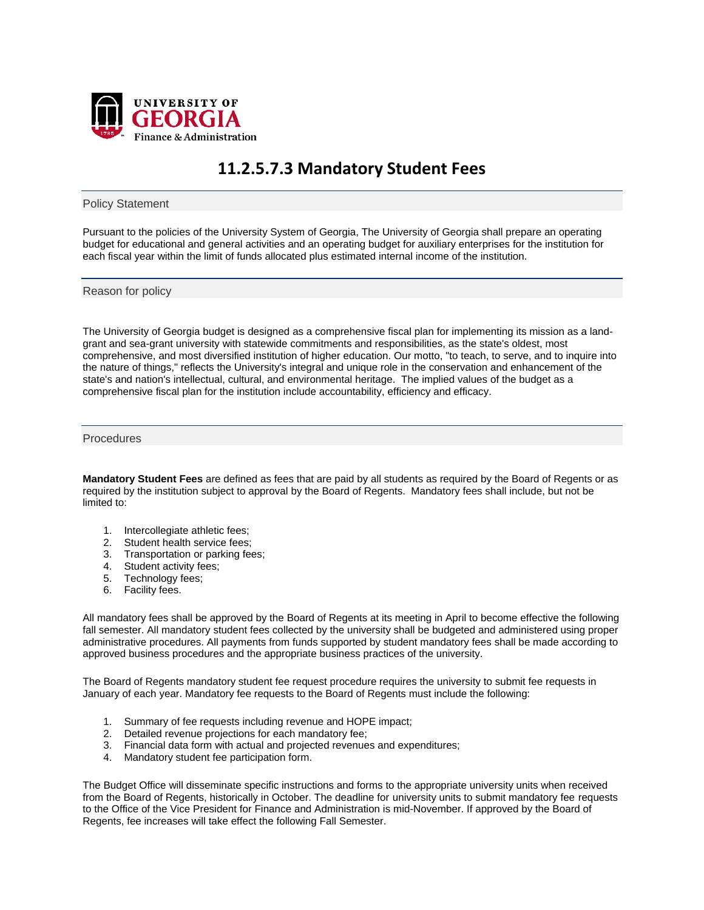UNIVERSITY OF GEORGIA
Finance & Administration

# 11.2.5.7.3 Mandatory Student Fees

## Policy Statement

Pursuant to the policies of the University System of Georgia, The University of Georgia shall prepare an operating budget for educational and general activities and an operating budget for auxiliary enterprises for the institution for each fiscal year within the limit of funds allocated plus estimated internal income of the institution.

## Reason for policy

The University of Georgia budget is designed as a comprehensive fiscal plan for implementing its mission as a land-grant and sea-grant university with statewide commitments and responsibilities, as the state's oldest, most comprehensive, and most diversified institution of higher education. Our motto, "to teach, to serve, and to inquire into the nature of things," reflects the University's integral and unique role in the conservation and enhancement of the state's and nation's intellectual, cultural, and environmental heritage. The implied values of the budget as a comprehensive fiscal plan for the institution include accountability, efficiency and efficacy.

## Procedures

**Mandatory Student Fees** are defined as fees that are paid by all students as required by the Board of Regents or as required by the institution subject to approval by the Board of Regents. Mandatory fees shall include, but not be limited to:

1. Intercollegiate athletic fees;
2. Student health service fees;
3. Transportation or parking fees;
4. Student activity fees;
5. Technology fees;
6. Facility fees.

All mandatory fees shall be approved by the Board of Regents at its meeting in April to become effective the following fall semester. All mandatory student fees collected by the university shall be budgeted and administered using proper administrative procedures. All payments from funds supported by student mandatory fees shall be made according to approved business procedures and the appropriate business practices of the university.

The Board of Regents mandatory student fee request procedure requires the university to submit fee requests in January of each year. Mandatory fee requests to the Board of Regents must include the following:

1. Summary of fee requests including revenue and HOPE impact;
2. Detailed revenue projections for each mandatory fee;
3. Financial data form with actual and projected revenues and expenditures;
4. Mandatory student fee participation form.

The Budget Office will disseminate specific instructions and forms to the appropriate university units when received from the Board of Regents, historically in October. The deadline for university units to submit mandatory fee requests to the Office of the Vice President for Finance and Administration is mid-November. If approved by the Board of Regents, fee increases will take effect the following Fall Semester.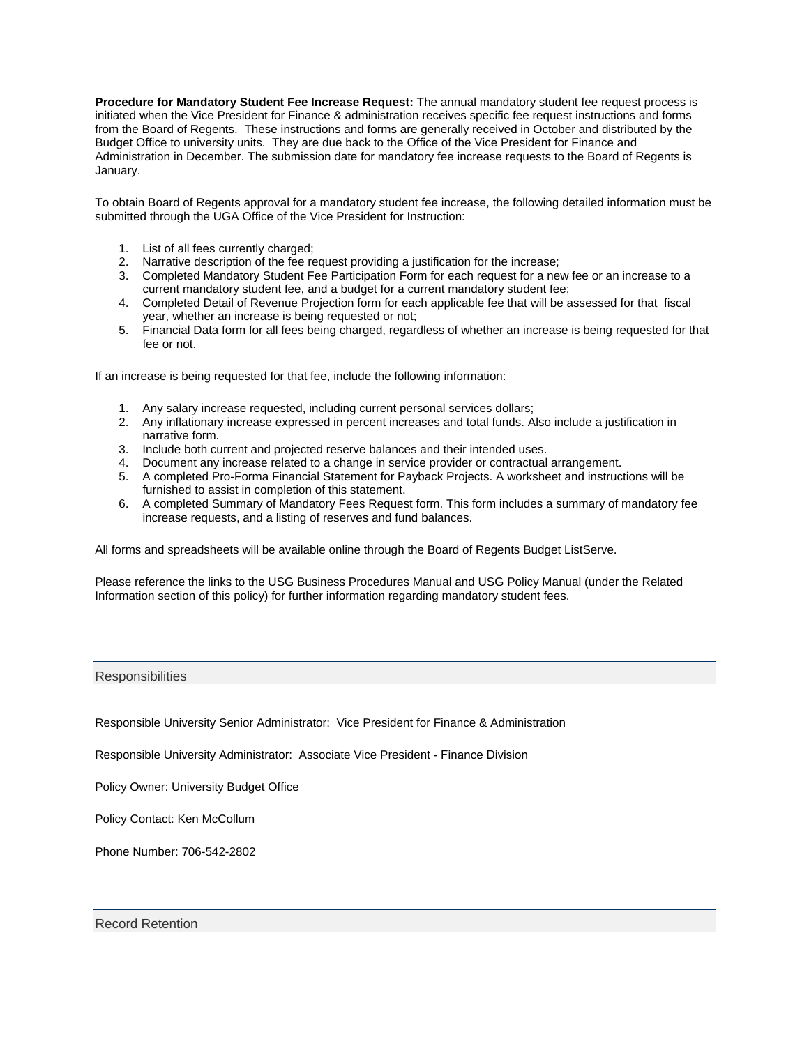**Procedure for Mandatory Student Fee Increase Request:** The annual mandatory student fee request process is initiated when the Vice President for Finance & administration receives specific fee request instructions and forms from the Board of Regents. These instructions and forms are generally received in October and distributed by the Budget Office to university units. They are due back to the Office of the Vice President for Finance and Administration in December. The submission date for mandatory fee increase requests to the Board of Regents is January.

To obtain Board of Regents approval for a mandatory student fee increase, the following detailed information must be submitted through the UGA Office of the Vice President for Instruction:

1. List of all fees currently charged;
2. Narrative description of the fee request providing a justification for the increase;
3. Completed Mandatory Student Fee Participation Form for each request for a new fee or an increase to a current mandatory student fee, and a budget for a current mandatory student fee;
4. Completed Detail of Revenue Projection form for each applicable fee that will be assessed for that fiscal year, whether an increase is being requested or not;
5. Financial Data form for all fees being charged, regardless of whether an increase is being requested for that fee or not.

If an increase is being requested for that fee, include the following information:

1. Any salary increase requested, including current personal services dollars;
2. Any inflationary increase expressed in percent increases and total funds. Also include a justification in narrative form.
3. Include both current and projected reserve balances and their intended uses.
4. Document any increase related to a change in service provider or contractual arrangement.
5. A completed Pro-Forma Financial Statement for Payback Projects. A worksheet and instructions will be furnished to assist in completion of this statement.
6. A completed Summary of Mandatory Fees Request form. This form includes a summary of mandatory fee increase requests, and a listing of reserves and fund balances.

All forms and spreadsheets will be available online through the Board of Regents Budget ListServe.

Please reference the links to the USG Business Procedures Manual and USG Policy Manual (under the Related Information section of this policy) for further information regarding mandatory student fees.

## Responsibilities

Responsible University Senior Administrator: Vice President for Finance & Administration

Responsible University Administrator: Associate Vice President - Finance Division

Policy Owner: University Budget Office

Policy Contact: Ken McCollum

Phone Number: 706-542-2802

## Record Retention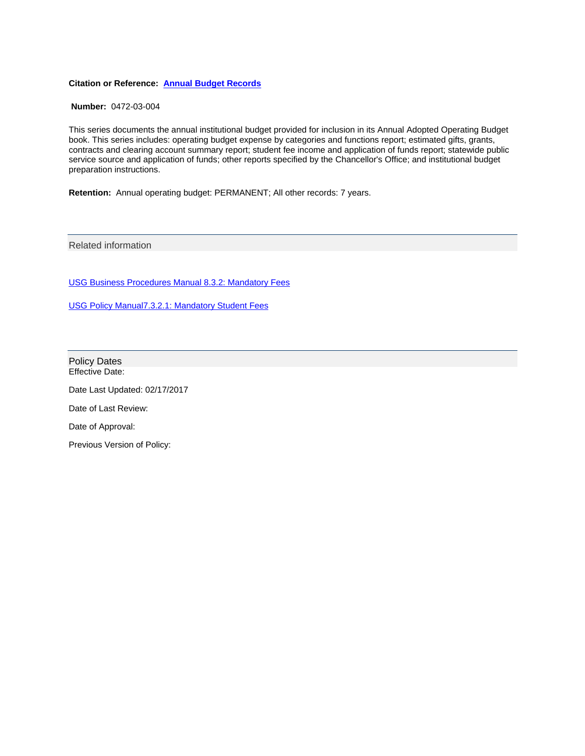**Citation or Reference:** **Annual Budget Records**

**Number:** 0472-03-004

This series documents the annual institutional budget provided for inclusion in its Annual Adopted Operating Budget book. This series includes: operating budget expense by categories and functions report; estimated gifts, grants, contracts and clearing account summary report; student fee income and application of funds report; statewide public service source and application of funds; other reports specified by the Chancellor's Office; and institutional budget preparation instructions.

**Retention:** Annual operating budget: PERMANENT; All other records: 7 years.

## Related information

USG Business Procedures Manual 8.3.2: Mandatory Fees

USG Policy Manual7.3.2.1: Mandatory Student Fees

## Policy Dates

Effective Date:

Date Last Updated: 02/17/2017

Date of Last Review:

Date of Approval:

Previous Version of Policy: